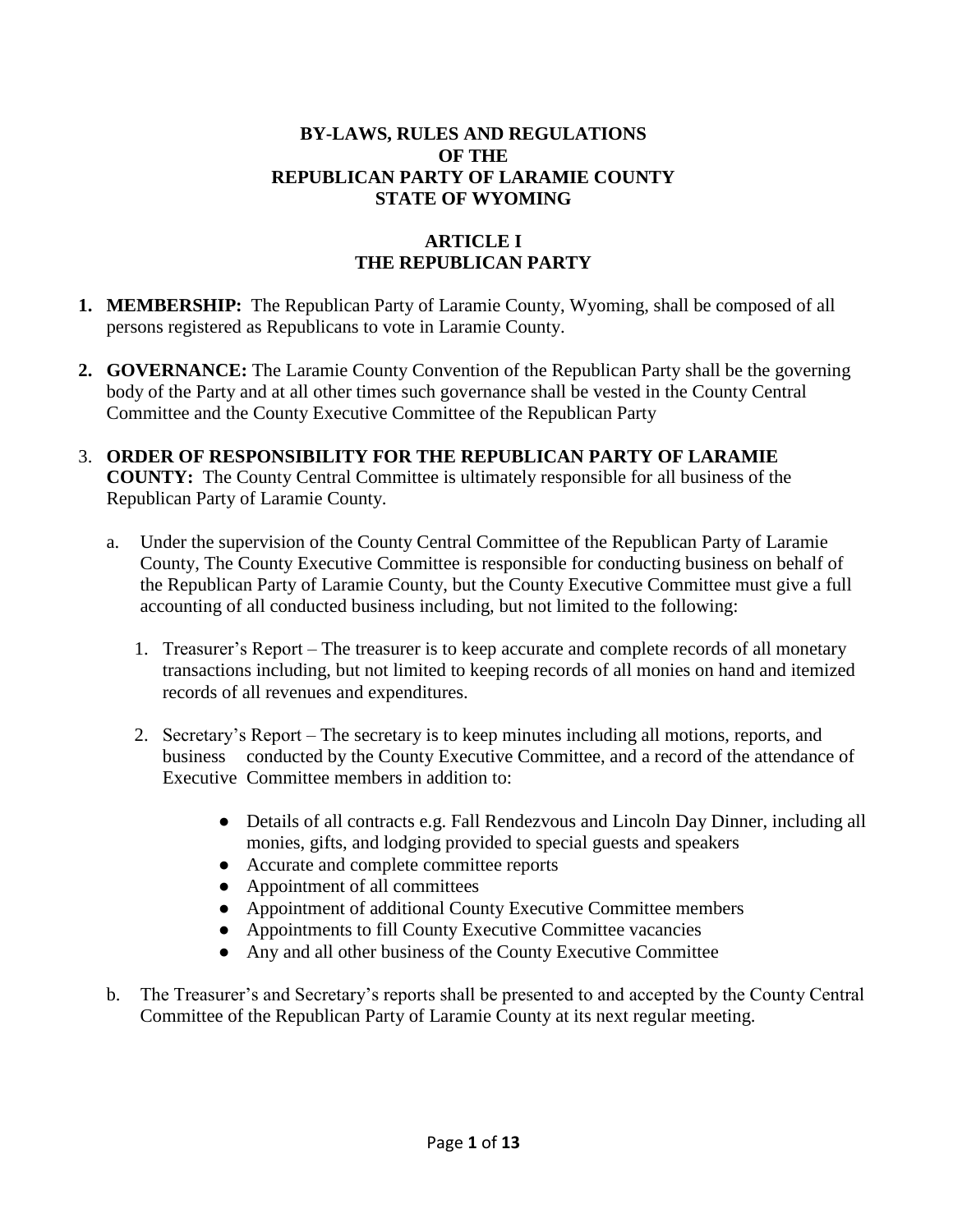# BY-LAWS, RULES AND REGULATIONS OF THE REPUBLICAN PARTY OF LARAMIE COUNTY STATE OF WYOMING

## ARTICLE I THE REPUBLICAN PARTY

1. **MEMBERSHIP:** The Republican Party of Laramie County, Wyoming, shall be composed of all persons registered as Republicans to vote in Laramie County.

2. **GOVERNANCE:** The Laramie County Convention of the Republican Party shall be the governing body of the Party and at all other times such governance shall be vested in the County Central Committee and the County Executive Committee of the Republican Party

3. **ORDER OF RESPONSIBILITY FOR THE REPUBLICAN PARTY OF LARAMIE COUNTY:** The County Central Committee is ultimately responsible for all business of the Republican Party of Laramie County.

   a. Under the supervision of the County Central Committee of the Republican Party of Laramie County, The County Executive Committee is responsible for conducting business on behalf of the Republican Party of Laramie County, but the County Executive Committee must give a full accounting of all conducted business including, but not limited to the following:

      1. Treasurer's Report – The treasurer is to keep accurate and complete records of all monetary transactions including, but not limited to keeping records of all monies on hand and itemized records of all revenues and expenditures.

      2. Secretary's Report – The secretary is to keep minutes including all motions, reports, and business conducted by the County Executive Committee, and a record of the attendance of Executive Committee members in addition to:

         - Details of all contracts e.g. Fall Rendezvous and Lincoln Day Dinner, including all monies, gifts, and lodging provided to special guests and speakers
         - Accurate and complete committee reports
         - Appointment of all committees
         - Appointment of additional County Executive Committee members
         - Appointments to fill County Executive Committee vacancies
         - Any and all other business of the County Executive Committee

   b. The Treasurer's and Secretary's reports shall be presented to and accepted by the County Central Committee of the Republican Party of Laramie County at its next regular meeting.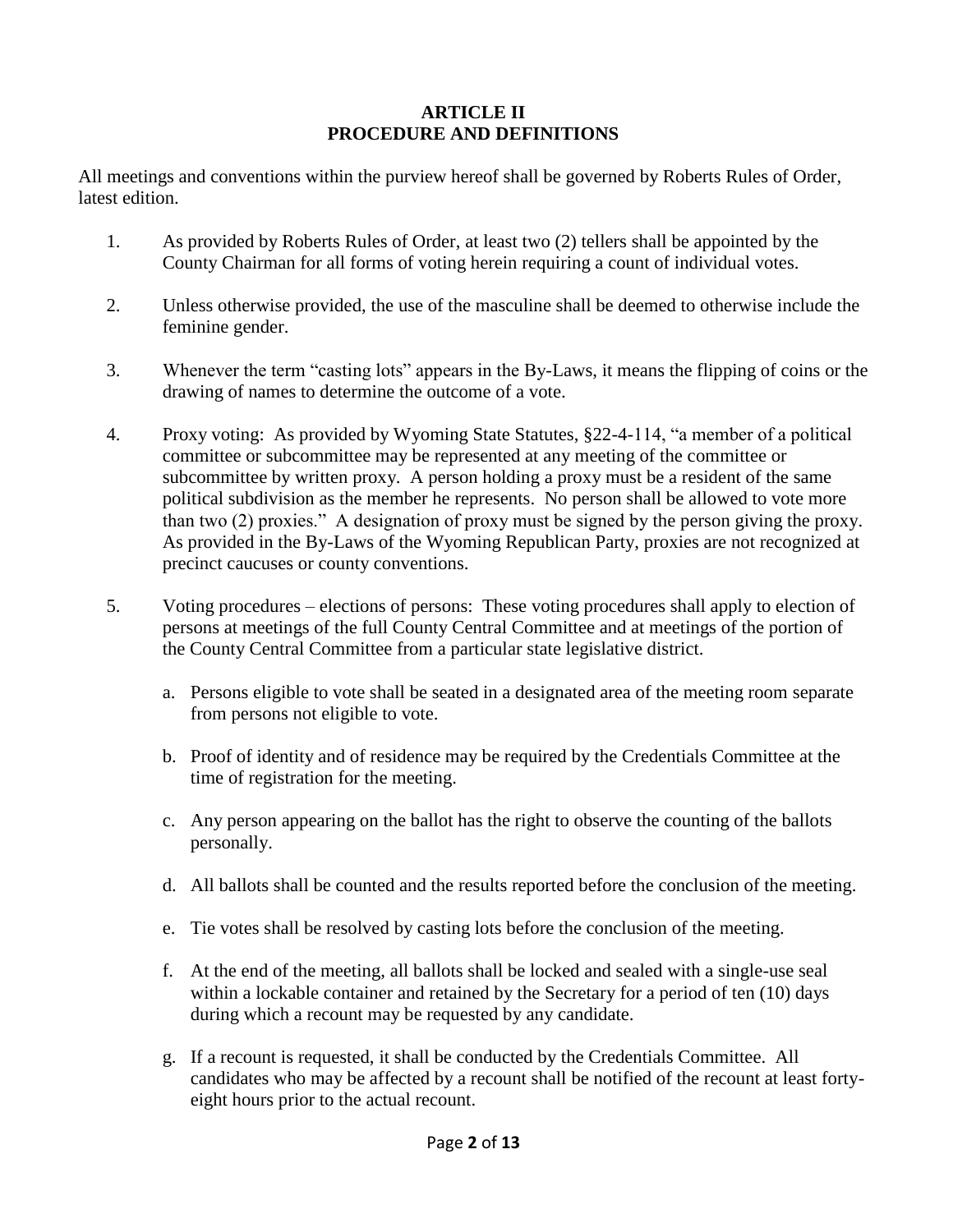# ARTICLE II
# PROCEDURE AND DEFINITIONS

All meetings and conventions within the purview hereof shall be governed by Roberts Rules of Order, latest edition.

1. As provided by Roberts Rules of Order, at least two (2) tellers shall be appointed by the County Chairman for all forms of voting herein requiring a count of individual votes.

2. Unless otherwise provided, the use of the masculine shall be deemed to otherwise include the feminine gender.

3. Whenever the term "casting lots" appears in the By-Laws, it means the flipping of coins or the drawing of names to determine the outcome of a vote.

4. Proxy voting: As provided by Wyoming State Statutes, §22-4-114, "a member of a political committee or subcommittee may be represented at any meeting of the committee or subcommittee by written proxy. A person holding a proxy must be a resident of the same political subdivision as the member he represents. No person shall be allowed to vote more than two (2) proxies." A designation of proxy must be signed by the person giving the proxy. As provided in the By-Laws of the Wyoming Republican Party, proxies are not recognized at precinct caucuses or county conventions.

5. Voting procedures – elections of persons: These voting procedures shall apply to election of persons at meetings of the full County Central Committee and at meetings of the portion of the County Central Committee from a particular state legislative district.

   a. Persons eligible to vote shall be seated in a designated area of the meeting room separate from persons not eligible to vote.

   b. Proof of identity and of residence may be required by the Credentials Committee at the time of registration for the meeting.

   c. Any person appearing on the ballot has the right to observe the counting of the ballots personally.

   d. All ballots shall be counted and the results reported before the conclusion of the meeting.

   e. Tie votes shall be resolved by casting lots before the conclusion of the meeting.

   f. At the end of the meeting, all ballots shall be locked and sealed with a single-use seal within a lockable container and retained by the Secretary for a period of ten (10) days during which a recount may be requested by any candidate.

   g. If a recount is requested, it shall be conducted by the Credentials Committee. All candidates who may be affected by a recount shall be notified of the recount at least forty-eight hours prior to the actual recount.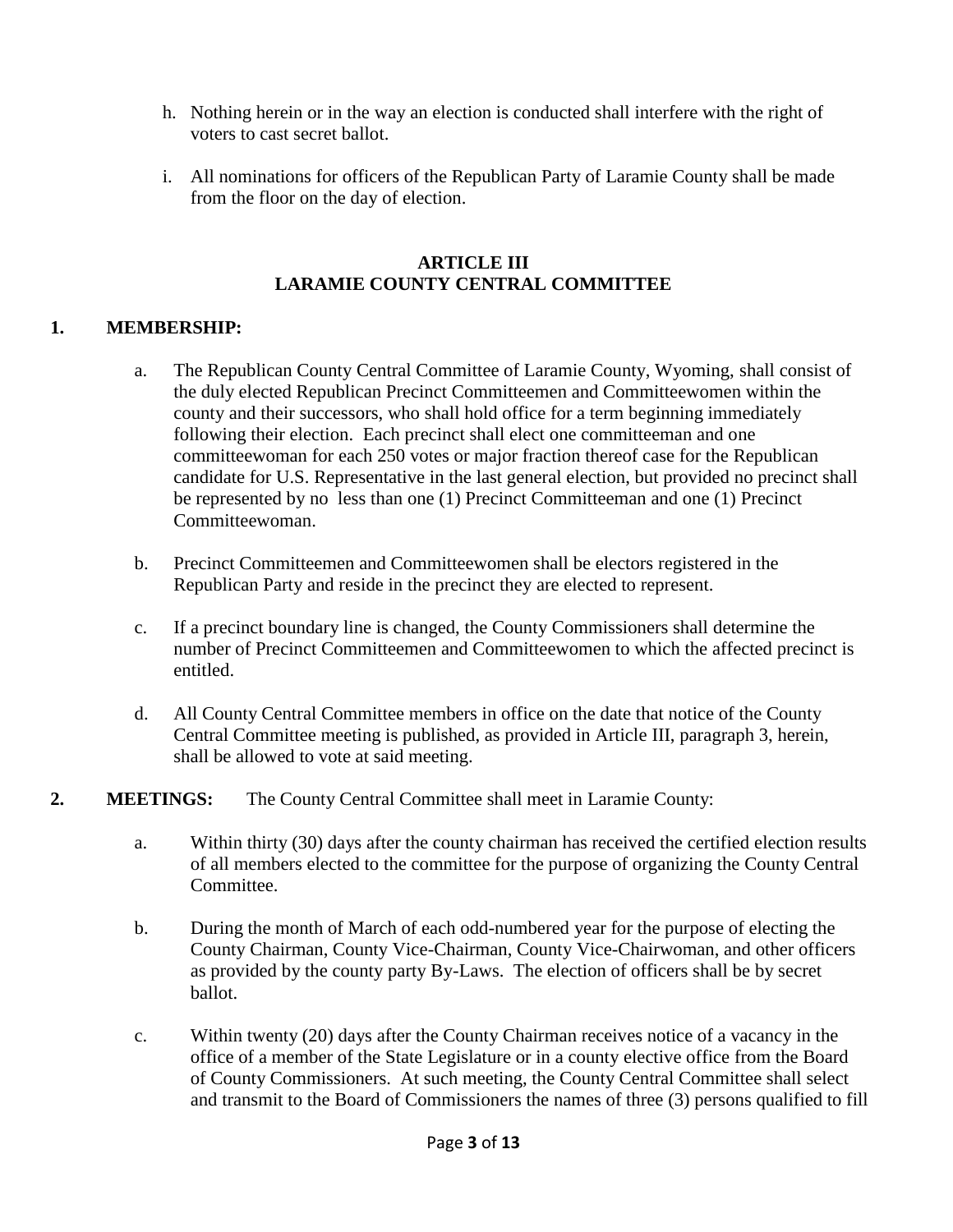h. Nothing herein or in the way an election is conducted shall interfere with the right of voters to cast secret ballot.

i. All nominations for officers of the Republican Party of Laramie County shall be made from the floor on the day of election.

## ARTICLE III
## LARAMIE COUNTY CENTRAL COMMITTEE

**1. MEMBERSHIP:**

a. The Republican County Central Committee of Laramie County, Wyoming, shall consist of the duly elected Republican Precinct Committeemen and Committeewomen within the county and their successors, who shall hold office for a term beginning immediately following their election. Each precinct shall elect one committeeman and one committeewoman for each 250 votes or major fraction thereof case for the Republican candidate for U.S. Representative in the last general election, but provided no precinct shall be represented by no less than one (1) Precinct Committeeman and one (1) Precinct Committeewoman.

b. Precinct Committeemen and Committeewomen shall be electors registered in the Republican Party and reside in the precinct they are elected to represent.

c. If a precinct boundary line is changed, the County Commissioners shall determine the number of Precinct Committeemen and Committeewomen to which the affected precinct is entitled.

d. All County Central Committee members in office on the date that notice of the County Central Committee meeting is published, as provided in Article III, paragraph 3, herein, shall be allowed to vote at said meeting.

**2. MEETINGS:** The County Central Committee shall meet in Laramie County:

a. Within thirty (30) days after the county chairman has received the certified election results of all members elected to the committee for the purpose of organizing the County Central Committee.

b. During the month of March of each odd-numbered year for the purpose of electing the County Chairman, County Vice-Chairman, County Vice-Chairwoman, and other officers as provided by the county party By-Laws. The election of officers shall be by secret ballot.

c. Within twenty (20) days after the County Chairman receives notice of a vacancy in the office of a member of the State Legislature or in a county elective office from the Board of County Commissioners. At such meeting, the County Central Committee shall select and transmit to the Board of Commissioners the names of three (3) persons qualified to fill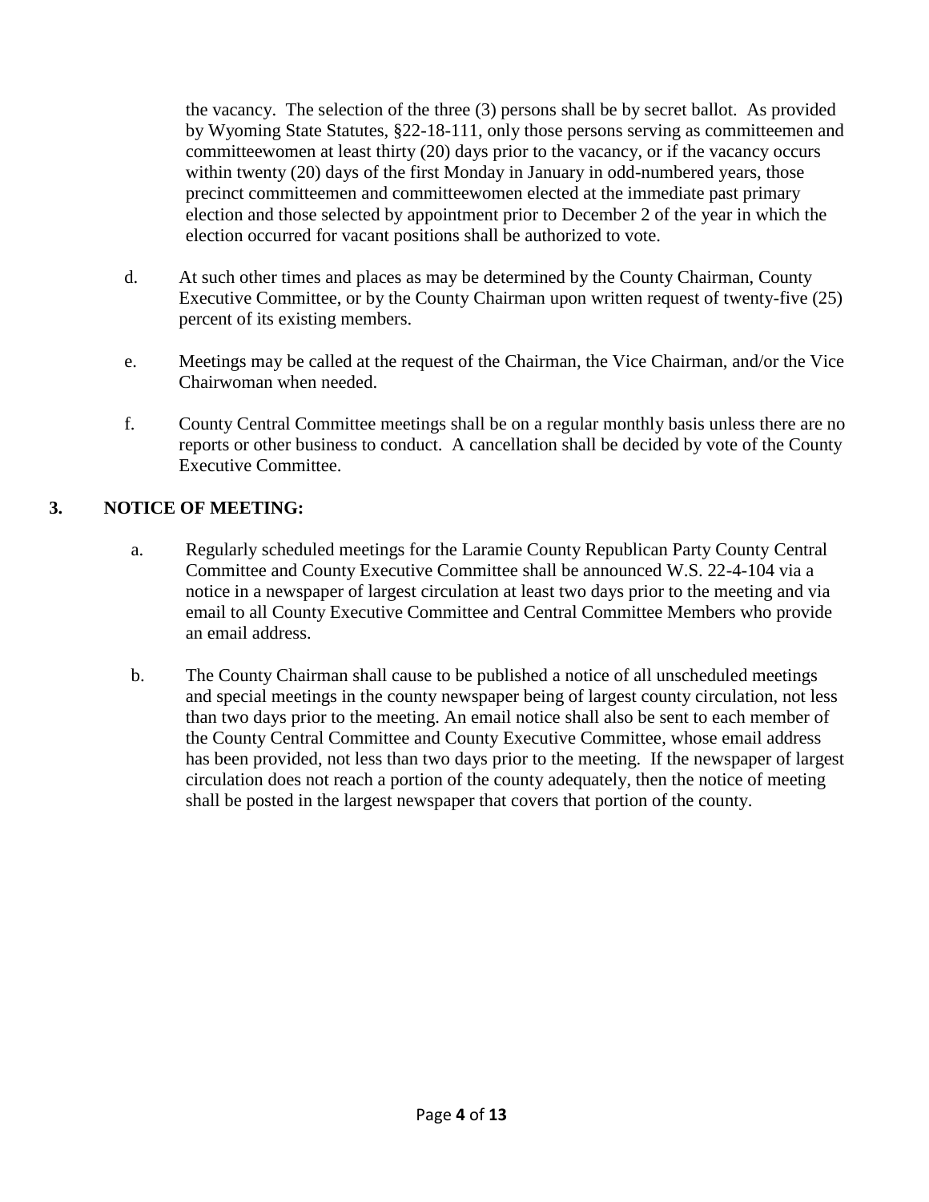the vacancy. The selection of the three (3) persons shall be by secret ballot. As provided by Wyoming State Statutes, §22-18-111, only those persons serving as committeemen and committeewomen at least thirty (20) days prior to the vacancy, or if the vacancy occurs within twenty (20) days of the first Monday in January in odd-numbered years, those precinct committeemen and committeewomen elected at the immediate past primary election and those selected by appointment prior to December 2 of the year in which the election occurred for vacant positions shall be authorized to vote.

d. At such other times and places as may be determined by the County Chairman, County Executive Committee, or by the County Chairman upon written request of twenty-five (25) percent of its existing members.

e. Meetings may be called at the request of the Chairman, the Vice Chairman, and/or the Vice Chairwoman when needed.

f. County Central Committee meetings shall be on a regular monthly basis unless there are no reports or other business to conduct. A cancellation shall be decided by vote of the County Executive Committee.

## 3. NOTICE OF MEETING:

a. Regularly scheduled meetings for the Laramie County Republican Party County Central Committee and County Executive Committee shall be announced W.S. 22-4-104 via a notice in a newspaper of largest circulation at least two days prior to the meeting and via email to all County Executive Committee and Central Committee Members who provide an email address.

b. The County Chairman shall cause to be published a notice of all unscheduled meetings and special meetings in the county newspaper being of largest county circulation, not less than two days prior to the meeting. An email notice shall also be sent to each member of the County Central Committee and County Executive Committee, whose email address has been provided, not less than two days prior to the meeting. If the newspaper of largest circulation does not reach a portion of the county adequately, then the notice of meeting shall be posted in the largest newspaper that covers that portion of the county.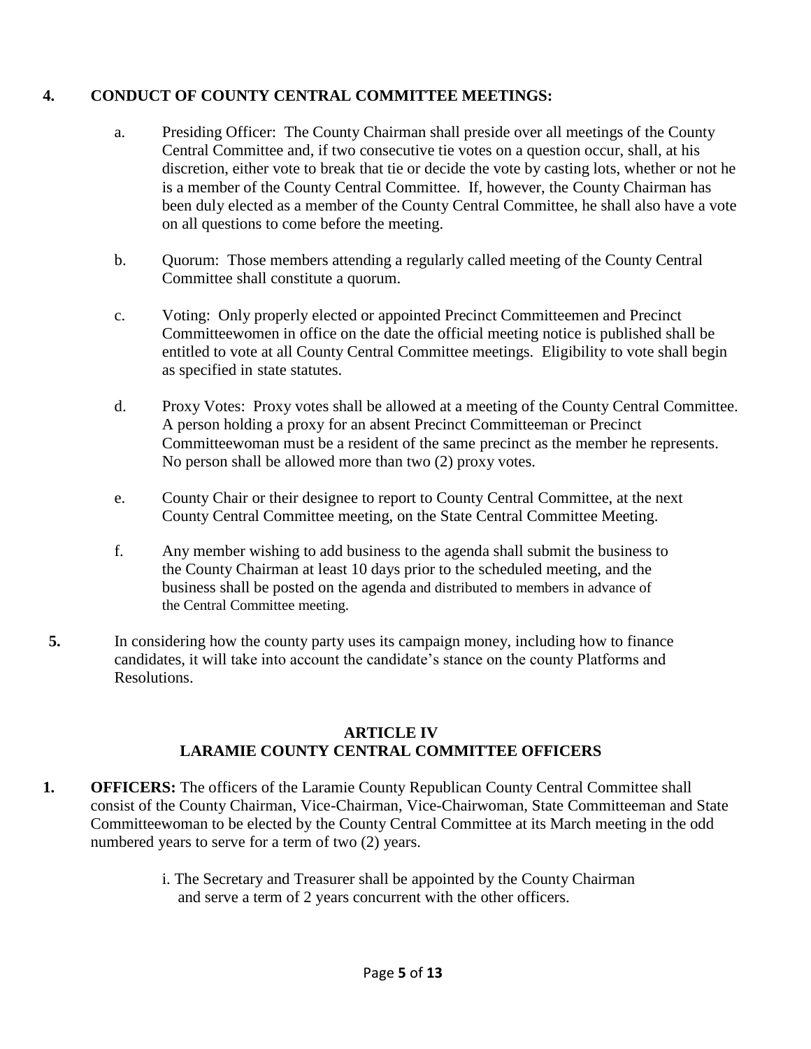**4. CONDUCT OF COUNTY CENTRAL COMMITTEE MEETINGS:**

a. Presiding Officer: The County Chairman shall preside over all meetings of the County Central Committee and, if two consecutive tie votes on a question occur, shall, at his discretion, either vote to break that tie or decide the vote by casting lots, whether or not he is a member of the County Central Committee. If, however, the County Chairman has been duly elected as a member of the County Central Committee, he shall also have a vote on all questions to come before the meeting.

b. Quorum: Those members attending a regularly called meeting of the County Central Committee shall constitute a quorum.

c. Voting: Only properly elected or appointed Precinct Committeemen and Precinct Committeewomen in office on the date the official meeting notice is published shall be entitled to vote at all County Central Committee meetings. Eligibility to vote shall begin as specified in state statutes.

d. Proxy Votes: Proxy votes shall be allowed at a meeting of the County Central Committee. A person holding a proxy for an absent Precinct Committeeman or Precinct Committeewoman must be a resident of the same precinct as the member he represents. No person shall be allowed more than two (2) proxy votes.

e. County Chair or their designee to report to County Central Committee, at the next County Central Committee meeting, on the State Central Committee Meeting.

f. Any member wishing to add business to the agenda shall submit the business to the County Chairman at least 10 days prior to the scheduled meeting, and the business shall be posted on the agenda and distributed to members in advance of the Central Committee meeting.

**5.** In considering how the county party uses its campaign money, including how to finance candidates, it will take into account the candidate's stance on the county Platforms and Resolutions.

## ARTICLE IV
## LARAMIE COUNTY CENTRAL COMMITTEE OFFICERS

**1. OFFICERS:** The officers of the Laramie County Republican County Central Committee shall consist of the County Chairman, Vice-Chairman, Vice-Chairwoman, State Committeeman and State Committeewoman to be elected by the County Central Committee at its March meeting in the odd numbered years to serve for a term of two (2) years.

i. The Secretary and Treasurer shall be appointed by the County Chairman and serve a term of 2 years concurrent with the other officers.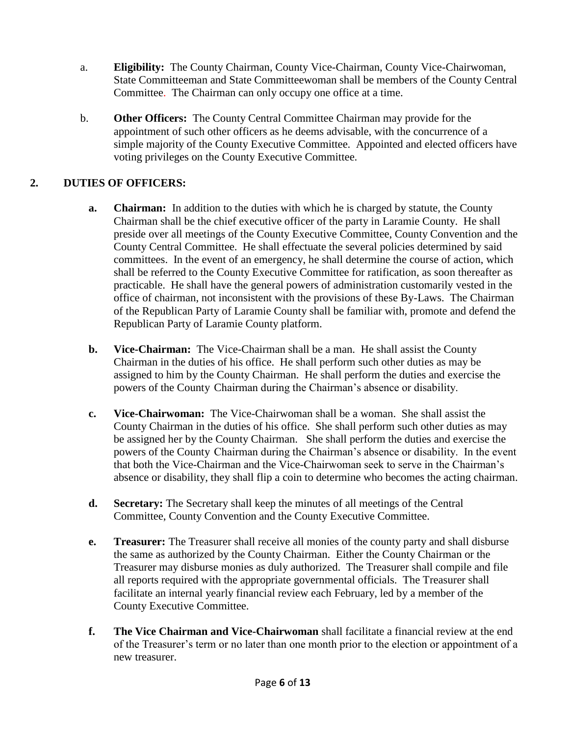a. **Eligibility:** The County Chairman, County Vice-Chairman, County Vice-Chairwoman, State Committeeman and State Committeewoman shall be members of the County Central Committee. The Chairman can only occupy one office at a time.

b. **Other Officers:** The County Central Committee Chairman may provide for the appointment of such other officers as he deems advisable, with the concurrence of a simple majority of the County Executive Committee. Appointed and elected officers have voting privileges on the County Executive Committee.

## 2. DUTIES OF OFFICERS:

**a. Chairman:** In addition to the duties with which he is charged by statute, the County Chairman shall be the chief executive officer of the party in Laramie County. He shall preside over all meetings of the County Executive Committee, County Convention and the County Central Committee. He shall effectuate the several policies determined by said committees. In the event of an emergency, he shall determine the course of action, which shall be referred to the County Executive Committee for ratification, as soon thereafter as practicable. He shall have the general powers of administration customarily vested in the office of chairman, not inconsistent with the provisions of these By-Laws. The Chairman of the Republican Party of Laramie County shall be familiar with, promote and defend the Republican Party of Laramie County platform.

**b. Vice-Chairman:** The Vice-Chairman shall be a man. He shall assist the County Chairman in the duties of his office. He shall perform such other duties as may be assigned to him by the County Chairman. He shall perform the duties and exercise the powers of the County Chairman during the Chairman's absence or disability.

**c. Vice-Chairwoman:** The Vice-Chairwoman shall be a woman. She shall assist the County Chairman in the duties of his office. She shall perform such other duties as may be assigned her by the County Chairman. She shall perform the duties and exercise the powers of the County Chairman during the Chairman's absence or disability. In the event that both the Vice-Chairman and the Vice-Chairwoman seek to serve in the Chairman's absence or disability, they shall flip a coin to determine who becomes the acting chairman.

**d. Secretary:** The Secretary shall keep the minutes of all meetings of the Central Committee, County Convention and the County Executive Committee.

**e. Treasurer:** The Treasurer shall receive all monies of the county party and shall disburse the same as authorized by the County Chairman. Either the County Chairman or the Treasurer may disburse monies as duly authorized. The Treasurer shall compile and file all reports required with the appropriate governmental officials. The Treasurer shall facilitate an internal yearly financial review each February, led by a member of the County Executive Committee.

**f. The Vice Chairman and Vice-Chairwoman** shall facilitate a financial review at the end of the Treasurer's term or no later than one month prior to the election or appointment of a new treasurer.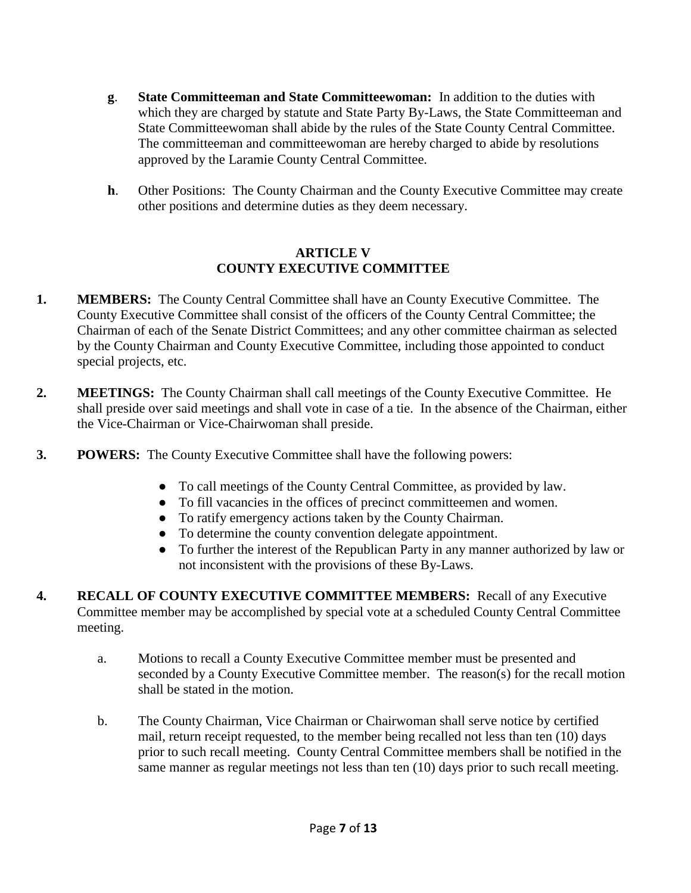**g**. **State Committeeman and State Committeewoman:** In addition to the duties with which they are charged by statute and State Party By-Laws, the State Committeeman and State Committeewoman shall abide by the rules of the State County Central Committee. The committeeman and committeewoman are hereby charged to abide by resolutions approved by the Laramie County Central Committee.

**h**. Other Positions: The County Chairman and the County Executive Committee may create other positions and determine duties as they deem necessary.

## ARTICLE V
## COUNTY EXECUTIVE COMMITTEE

**1. MEMBERS:** The County Central Committee shall have an County Executive Committee. The County Executive Committee shall consist of the officers of the County Central Committee; the Chairman of each of the Senate District Committees; and any other committee chairman as selected by the County Chairman and County Executive Committee, including those appointed to conduct special projects, etc.

**2. MEETINGS:** The County Chairman shall call meetings of the County Executive Committee. He shall preside over said meetings and shall vote in case of a tie. In the absence of the Chairman, either the Vice-Chairman or Vice-Chairwoman shall preside.

**3. POWERS:** The County Executive Committee shall have the following powers:

- To call meetings of the County Central Committee, as provided by law.
- To fill vacancies in the offices of precinct committeemen and women.
- To ratify emergency actions taken by the County Chairman.
- To determine the county convention delegate appointment.
- To further the interest of the Republican Party in any manner authorized by law or not inconsistent with the provisions of these By-Laws.

**4. RECALL OF COUNTY EXECUTIVE COMMITTEE MEMBERS:** Recall of any Executive Committee member may be accomplished by special vote at a scheduled County Central Committee meeting.

a. Motions to recall a County Executive Committee member must be presented and seconded by a County Executive Committee member. The reason(s) for the recall motion shall be stated in the motion.

b. The County Chairman, Vice Chairman or Chairwoman shall serve notice by certified mail, return receipt requested, to the member being recalled not less than ten (10) days prior to such recall meeting. County Central Committee members shall be notified in the same manner as regular meetings not less than ten (10) days prior to such recall meeting.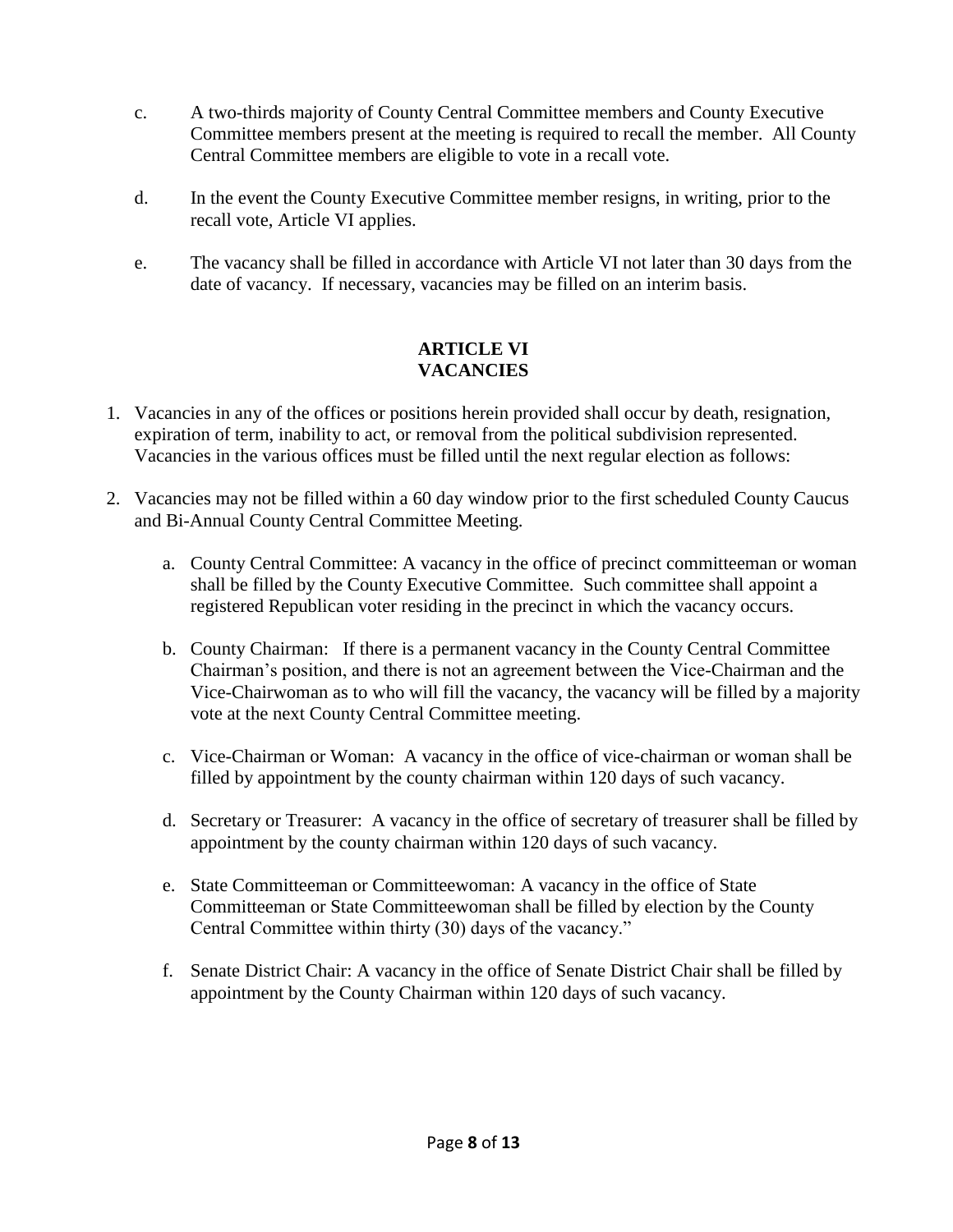c. A two-thirds majority of County Central Committee members and County Executive Committee members present at the meeting is required to recall the member. All County Central Committee members are eligible to vote in a recall vote.

d. In the event the County Executive Committee member resigns, in writing, prior to the recall vote, Article VI applies.

e. The vacancy shall be filled in accordance with Article VI not later than 30 days from the date of vacancy. If necessary, vacancies may be filled on an interim basis.

## ARTICLE VI
## VACANCIES

1. Vacancies in any of the offices or positions herein provided shall occur by death, resignation, expiration of term, inability to act, or removal from the political subdivision represented. Vacancies in the various offices must be filled until the next regular election as follows:

2. Vacancies may not be filled within a 60 day window prior to the first scheduled County Caucus and Bi-Annual County Central Committee Meeting.

   a. County Central Committee: A vacancy in the office of precinct committeeman or woman shall be filled by the County Executive Committee. Such committee shall appoint a registered Republican voter residing in the precinct in which the vacancy occurs.

   b. County Chairman: If there is a permanent vacancy in the County Central Committee Chairman's position, and there is not an agreement between the Vice-Chairman and the Vice-Chairwoman as to who will fill the vacancy, the vacancy will be filled by a majority vote at the next County Central Committee meeting.

   c. Vice-Chairman or Woman: A vacancy in the office of vice-chairman or woman shall be filled by appointment by the county chairman within 120 days of such vacancy.

   d. Secretary or Treasurer: A vacancy in the office of secretary of treasurer shall be filled by appointment by the county chairman within 120 days of such vacancy.

   e. State Committeeman or Committeewoman: A vacancy in the office of State Committeeman or State Committeewoman shall be filled by election by the County Central Committee within thirty (30) days of the vacancy."

   f. Senate District Chair: A vacancy in the office of Senate District Chair shall be filled by appointment by the County Chairman within 120 days of such vacancy.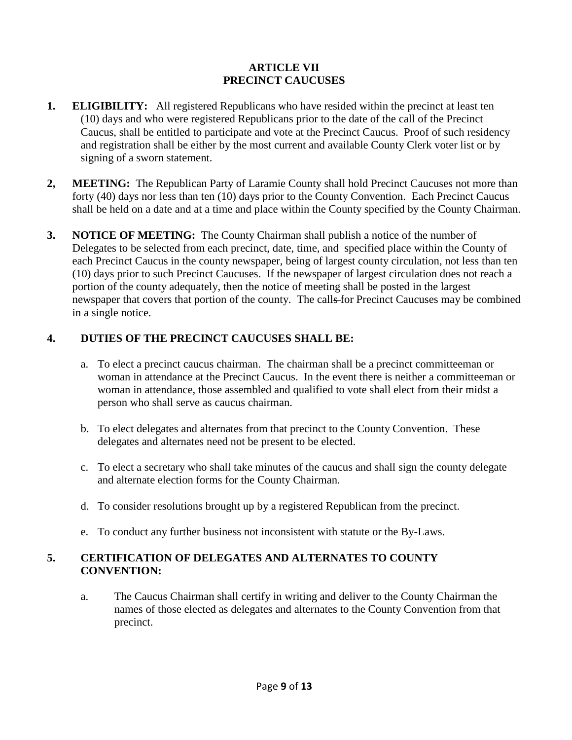## ARTICLE VII
## PRECINCT CAUCUSES

**1. ELIGIBILITY:** All registered Republicans who have resided within the precinct at least ten (10) days and who were registered Republicans prior to the date of the call of the Precinct Caucus, shall be entitled to participate and vote at the Precinct Caucus. Proof of such residency and registration shall be either by the most current and available County Clerk voter list or by signing of a sworn statement.

**2, MEETING:** The Republican Party of Laramie County shall hold Precinct Caucuses not more than forty (40) days nor less than ten (10) days prior to the County Convention. Each Precinct Caucus shall be held on a date and at a time and place within the County specified by the County Chairman.

**3. NOTICE OF MEETING:** The County Chairman shall publish a notice of the number of Delegates to be selected from each precinct, date, time, and specified place within the County of each Precinct Caucus in the county newspaper, being of largest county circulation, not less than ten (10) days prior to such Precinct Caucuses. If the newspaper of largest circulation does not reach a portion of the county adequately, then the notice of meeting shall be posted in the largest newspaper that covers that portion of the county. The calls for Precinct Caucuses may be combined in a single notice.

**4. DUTIES OF THE PRECINCT CAUCUSES SHALL BE:**

a. To elect a precinct caucus chairman. The chairman shall be a precinct committeeman or woman in attendance at the Precinct Caucus. In the event there is neither a committeeman or woman in attendance, those assembled and qualified to vote shall elect from their midst a person who shall serve as caucus chairman.

b. To elect delegates and alternates from that precinct to the County Convention. These delegates and alternates need not be present to be elected.

c. To elect a secretary who shall take minutes of the caucus and shall sign the county delegate and alternate election forms for the County Chairman.

d. To consider resolutions brought up by a registered Republican from the precinct.

e. To conduct any further business not inconsistent with statute or the By-Laws.

**5. CERTIFICATION OF DELEGATES AND ALTERNATES TO COUNTY CONVENTION:**

a. The Caucus Chairman shall certify in writing and deliver to the County Chairman the names of those elected as delegates and alternates to the County Convention from that precinct.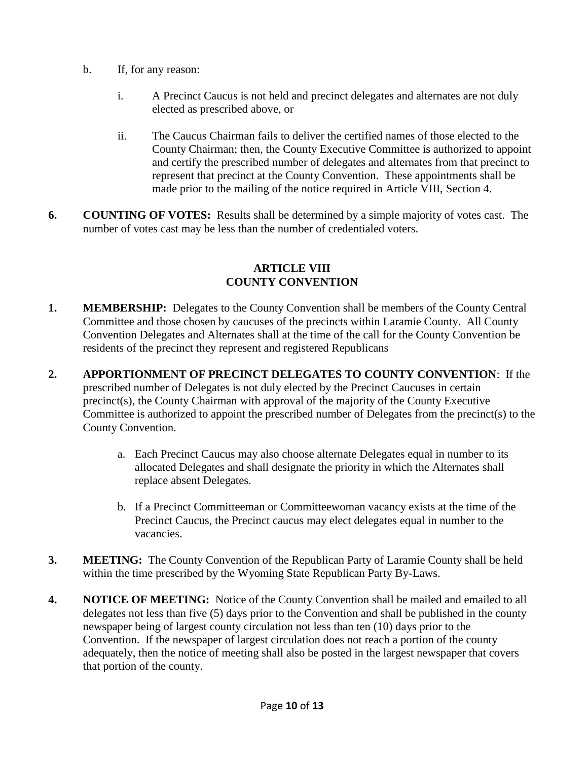b. If, for any reason:

   i. A Precinct Caucus is not held and precinct delegates and alternates are not duly elected as prescribed above, or

   ii. The Caucus Chairman fails to deliver the certified names of those elected to the County Chairman; then, the County Executive Committee is authorized to appoint and certify the prescribed number of delegates and alternates from that precinct to represent that precinct at the County Convention. These appointments shall be made prior to the mailing of the notice required in Article VIII, Section 4.

**6. COUNTING OF VOTES:** Results shall be determined by a simple majority of votes cast. The number of votes cast may be less than the number of credentialed voters.

## ARTICLE VIII
## COUNTY CONVENTION

**1. MEMBERSHIP:** Delegates to the County Convention shall be members of the County Central Committee and those chosen by caucuses of the precincts within Laramie County. All County Convention Delegates and Alternates shall at the time of the call for the County Convention be residents of the precinct they represent and registered Republicans

**2. APPORTIONMENT OF PRECINCT DELEGATES TO COUNTY CONVENTION**: If the prescribed number of Delegates is not duly elected by the Precinct Caucuses in certain precinct(s), the County Chairman with approval of the majority of the County Executive Committee is authorized to appoint the prescribed number of Delegates from the precinct(s) to the County Convention.

   a. Each Precinct Caucus may also choose alternate Delegates equal in number to its allocated Delegates and shall designate the priority in which the Alternates shall replace absent Delegates.

   b. If a Precinct Committeeman or Committeewoman vacancy exists at the time of the Precinct Caucus, the Precinct caucus may elect delegates equal in number to the vacancies.

**3. MEETING:** The County Convention of the Republican Party of Laramie County shall be held within the time prescribed by the Wyoming State Republican Party By-Laws.

**4. NOTICE OF MEETING:** Notice of the County Convention shall be mailed and emailed to all delegates not less than five (5) days prior to the Convention and shall be published in the county newspaper being of largest county circulation not less than ten (10) days prior to the Convention. If the newspaper of largest circulation does not reach a portion of the county adequately, then the notice of meeting shall also be posted in the largest newspaper that covers that portion of the county.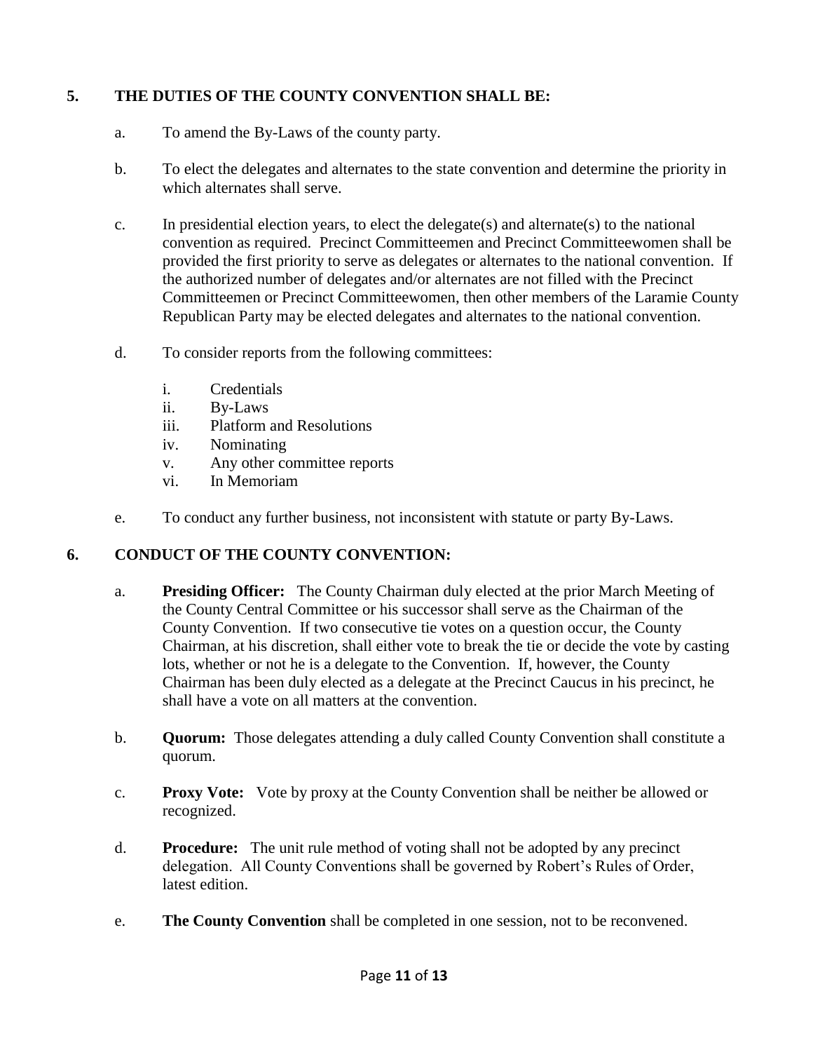## 5. THE DUTIES OF THE COUNTY CONVENTION SHALL BE:

a. To amend the By-Laws of the county party.

b. To elect the delegates and alternates to the state convention and determine the priority in which alternates shall serve.

c. In presidential election years, to elect the delegate(s) and alternate(s) to the national convention as required. Precinct Committeemen and Precinct Committeewomen shall be provided the first priority to serve as delegates or alternates to the national convention. If the authorized number of delegates and/or alternates are not filled with the Precinct Committeemen or Precinct Committeewomen, then other members of the Laramie County Republican Party may be elected delegates and alternates to the national convention.

d. To consider reports from the following committees:

   i. Credentials
   ii. By-Laws
   iii. Platform and Resolutions
   iv. Nominating
   v. Any other committee reports
   vi. In Memoriam

e. To conduct any further business, not inconsistent with statute or party By-Laws.

## 6. CONDUCT OF THE COUNTY CONVENTION:

a. **Presiding Officer:** The County Chairman duly elected at the prior March Meeting of the County Central Committee or his successor shall serve as the Chairman of the County Convention. If two consecutive tie votes on a question occur, the County Chairman, at his discretion, shall either vote to break the tie or decide the vote by casting lots, whether or not he is a delegate to the Convention. If, however, the County Chairman has been duly elected as a delegate at the Precinct Caucus in his precinct, he shall have a vote on all matters at the convention.

b. **Quorum:** Those delegates attending a duly called County Convention shall constitute a quorum.

c. **Proxy Vote:** Vote by proxy at the County Convention shall be neither be allowed or recognized.

d. **Procedure:** The unit rule method of voting shall not be adopted by any precinct delegation. All County Conventions shall be governed by Robert's Rules of Order, latest edition.

e. **The County Convention** shall be completed in one session, not to be reconvened.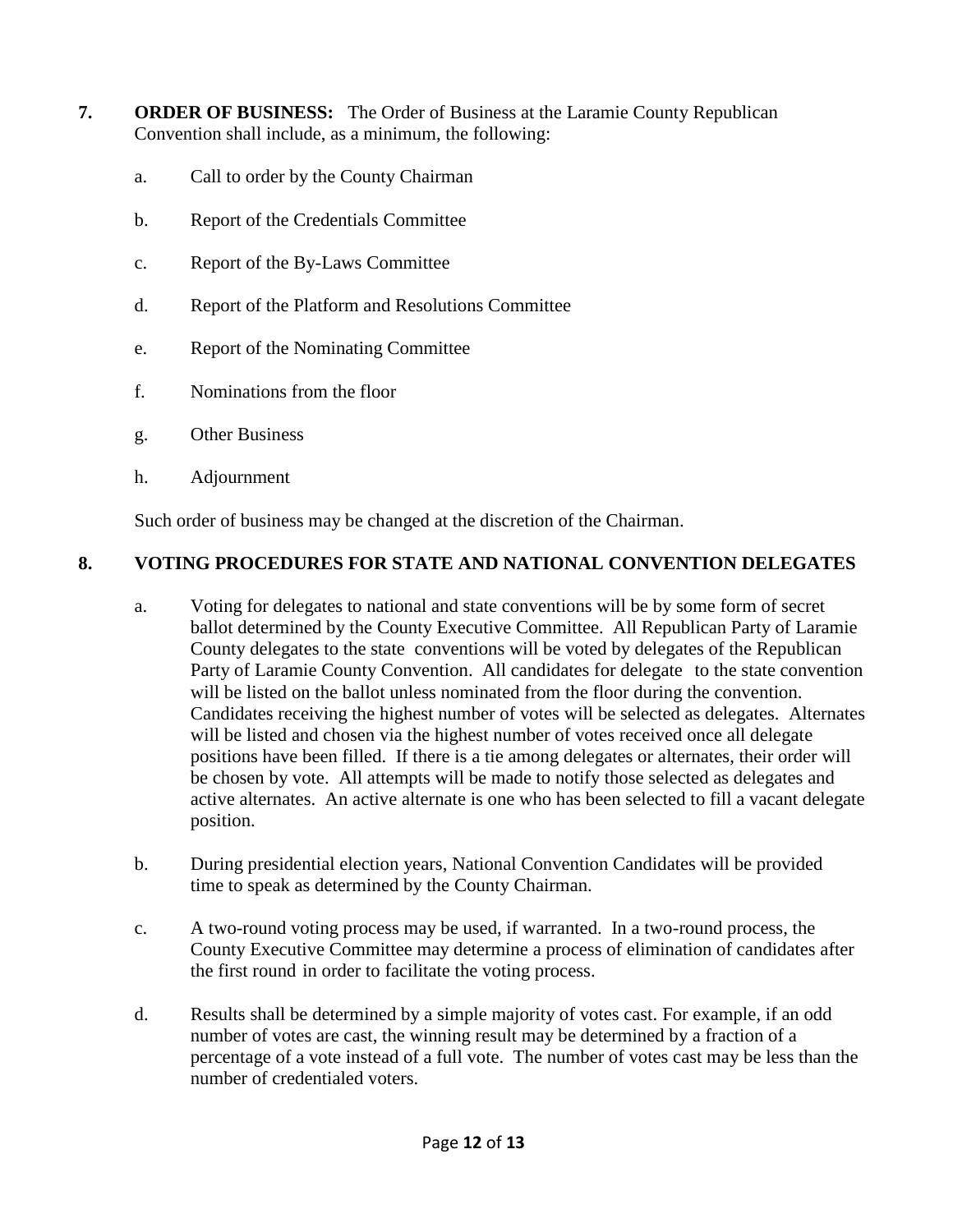**7.** **ORDER OF BUSINESS:** The Order of Business at the Laramie County Republican Convention shall include, as a minimum, the following:

a. Call to order by the County Chairman

b. Report of the Credentials Committee

c. Report of the By-Laws Committee

d. Report of the Platform and Resolutions Committee

e. Report of the Nominating Committee

f. Nominations from the floor

g. Other Business

h. Adjournment

Such order of business may be changed at the discretion of the Chairman.

**8. VOTING PROCEDURES FOR STATE AND NATIONAL CONVENTION DELEGATES**

a. Voting for delegates to national and state conventions will be by some form of secret ballot determined by the County Executive Committee. All Republican Party of Laramie County delegates to the state conventions will be voted by delegates of the Republican Party of Laramie County Convention. All candidates for delegate to the state convention will be listed on the ballot unless nominated from the floor during the convention. Candidates receiving the highest number of votes will be selected as delegates. Alternates will be listed and chosen via the highest number of votes received once all delegate positions have been filled. If there is a tie among delegates or alternates, their order will be chosen by vote. All attempts will be made to notify those selected as delegates and active alternates. An active alternate is one who has been selected to fill a vacant delegate position.

b. During presidential election years, National Convention Candidates will be provided time to speak as determined by the County Chairman.

c. A two-round voting process may be used, if warranted. In a two-round process, the County Executive Committee may determine a process of elimination of candidates after the first round in order to facilitate the voting process.

d. Results shall be determined by a simple majority of votes cast. For example, if an odd number of votes are cast, the winning result may be determined by a fraction of a percentage of a vote instead of a full vote. The number of votes cast may be less than the number of credentialed voters.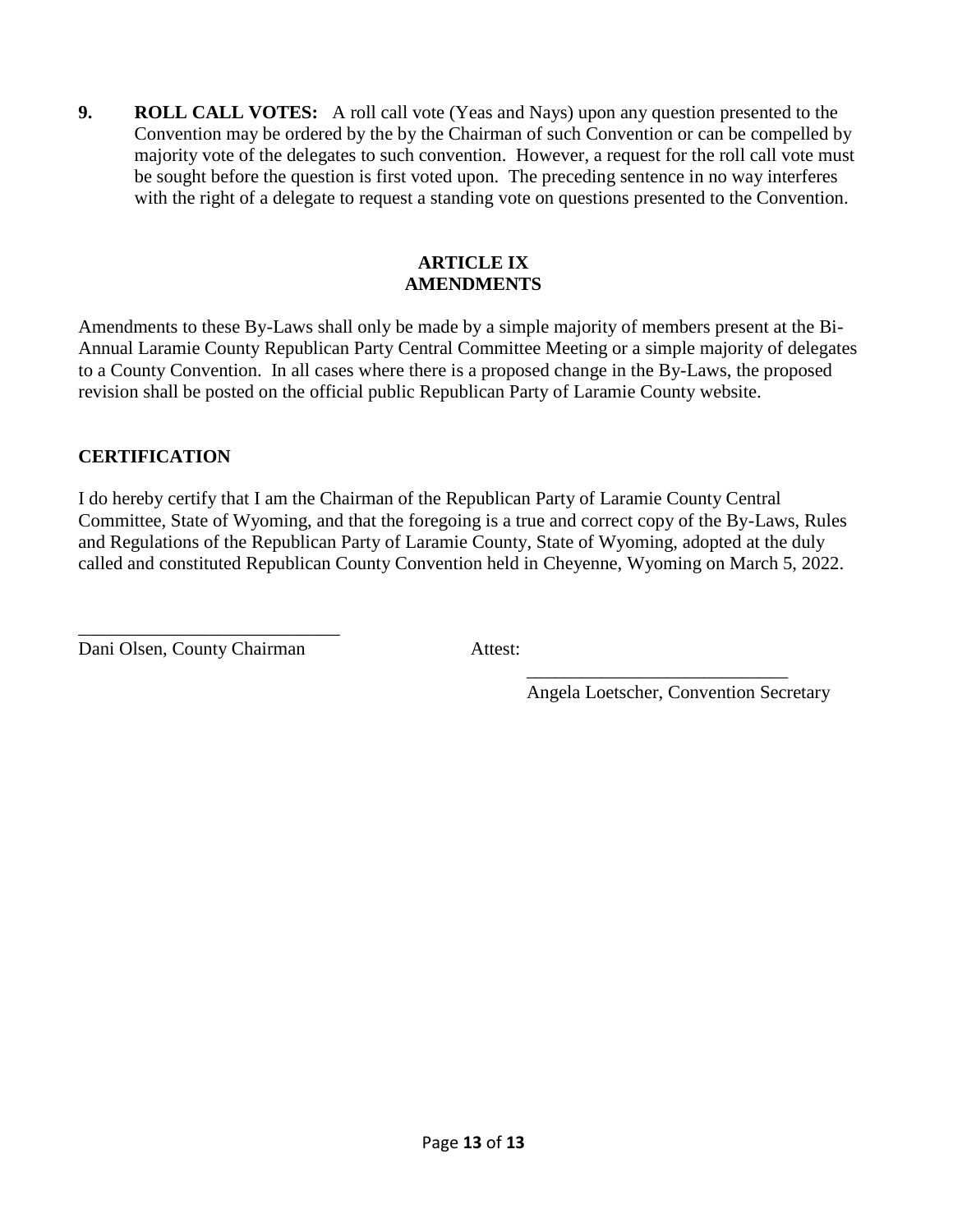**9. ROLL CALL VOTES:** A roll call vote (Yeas and Nays) upon any question presented to the Convention may be ordered by the by the Chairman of such Convention or can be compelled by majority vote of the delegates to such convention. However, a request for the roll call vote must be sought before the question is first voted upon. The preceding sentence in no way interferes with the right of a delegate to request a standing vote on questions presented to the Convention.

## ARTICLE IX
## AMENDMENTS

Amendments to these By-Laws shall only be made by a simple majority of members present at the Bi-Annual Laramie County Republican Party Central Committee Meeting or a simple majority of delegates to a County Convention. In all cases where there is a proposed change in the By-Laws, the proposed revision shall be posted on the official public Republican Party of Laramie County website.

**CERTIFICATION**

I do hereby certify that I am the Chairman of the Republican Party of Laramie County Central Committee, State of Wyoming, and that the foregoing is a true and correct copy of the By-Laws, Rules and Regulations of the Republican Party of Laramie County, State of Wyoming, adopted at the duly called and constituted Republican County Convention held in Cheyenne, Wyoming on March 5, 2022.

\_\_\_\_\_\_\_\_\_\_\_\_\_\_\_\_\_\_\_\_\_\_\_\_\_\_\_\_
Dani Olsen, County Chairman

Attest:

\_\_\_\_\_\_\_\_\_\_\_\_\_\_\_\_\_\_\_\_\_\_\_\_\_\_\_\_
Angela Loetscher, Convention Secretary